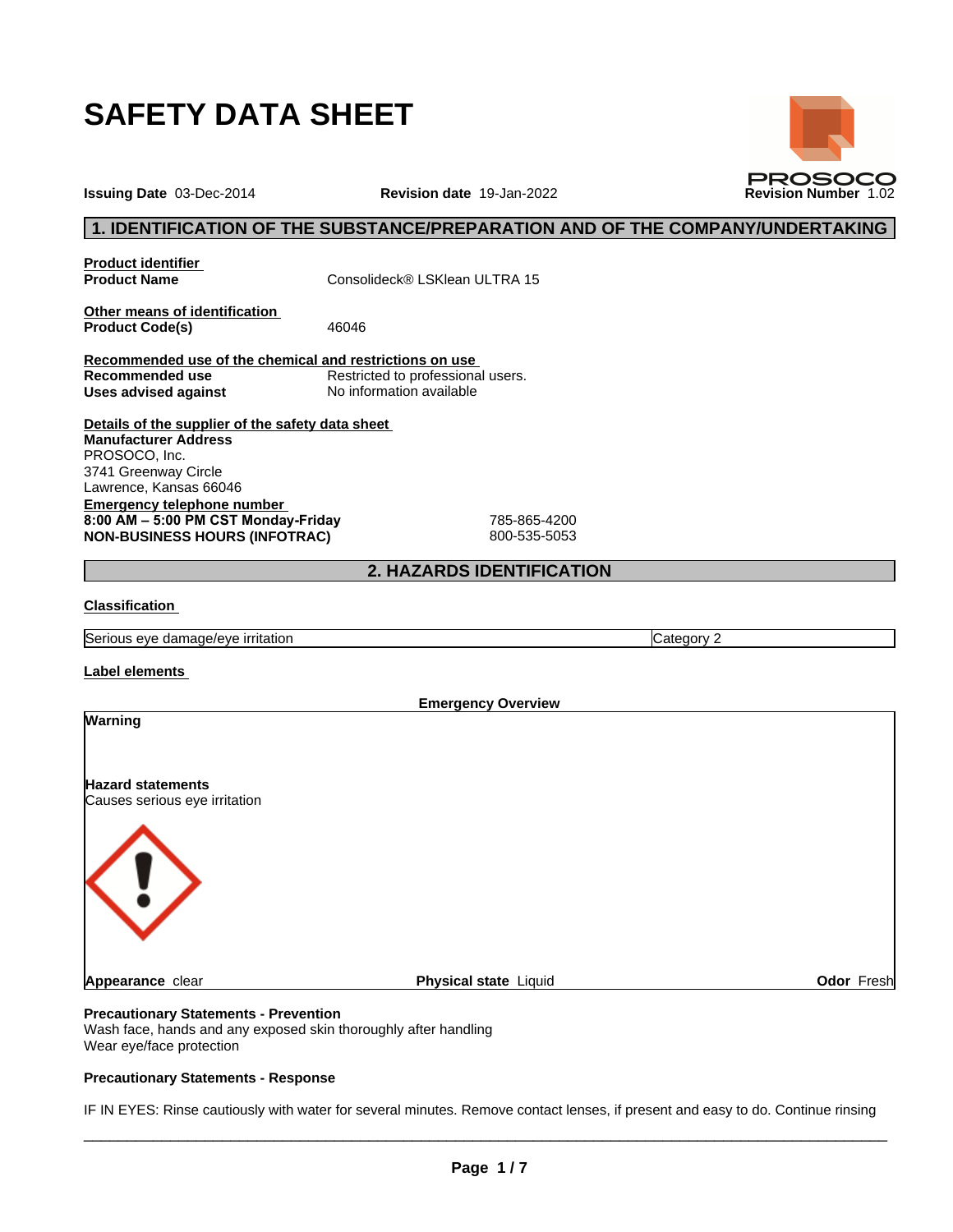# SAFETY DATA SHEET

**Issuing Date** 03-Dec-2014 **Revision date** 19-Jan-2022 **Revision Number** 1.02

PROSOCO

## 1. IDENTIFICATION OF THE SUBSTANCE/PREPARATION AND OF THE COMPANY/UNDERTAKING

**Product identifier**

**Product Name** Consolideck® LSKlean ULTRA 15

**Other means of identification**

**Product Code(s)** 46046

**Recommended use of the chemical and restrictions on use**

**Recommended use** Restricted to professional users.

**Uses advised against** No information available

**Details of the supplier of the safety data sheet**

**Manufacturer Address**
PROSOCO, Inc.
3741 Greenway Circle
Lawrence, Kansas 66046

**Emergency telephone number**

**8:00 AM – 5:00 PM CST Monday-Friday** 785-865-4200
**NON-BUSINESS HOURS (INFOTRAC)** 800-535-5053

## 2. HAZARDS IDENTIFICATION

**Classification**

| Serious eye damage/eye irritation | Category 2 |
|---|---|

**Label elements**

**Emergency Overview**

**Warning**

**Hazard statements**
Causes serious eye irritation

**Appearance** clear **Physical state** Liquid **Odor** Fresh

**Precautionary Statements - Prevention**
Wash face, hands and any exposed skin thoroughly after handling
Wear eye/face protection

**Precautionary Statements - Response**

IF IN EYES: Rinse cautiously with water for several minutes. Remove contact lenses, if present and easy to do. Continue rinsing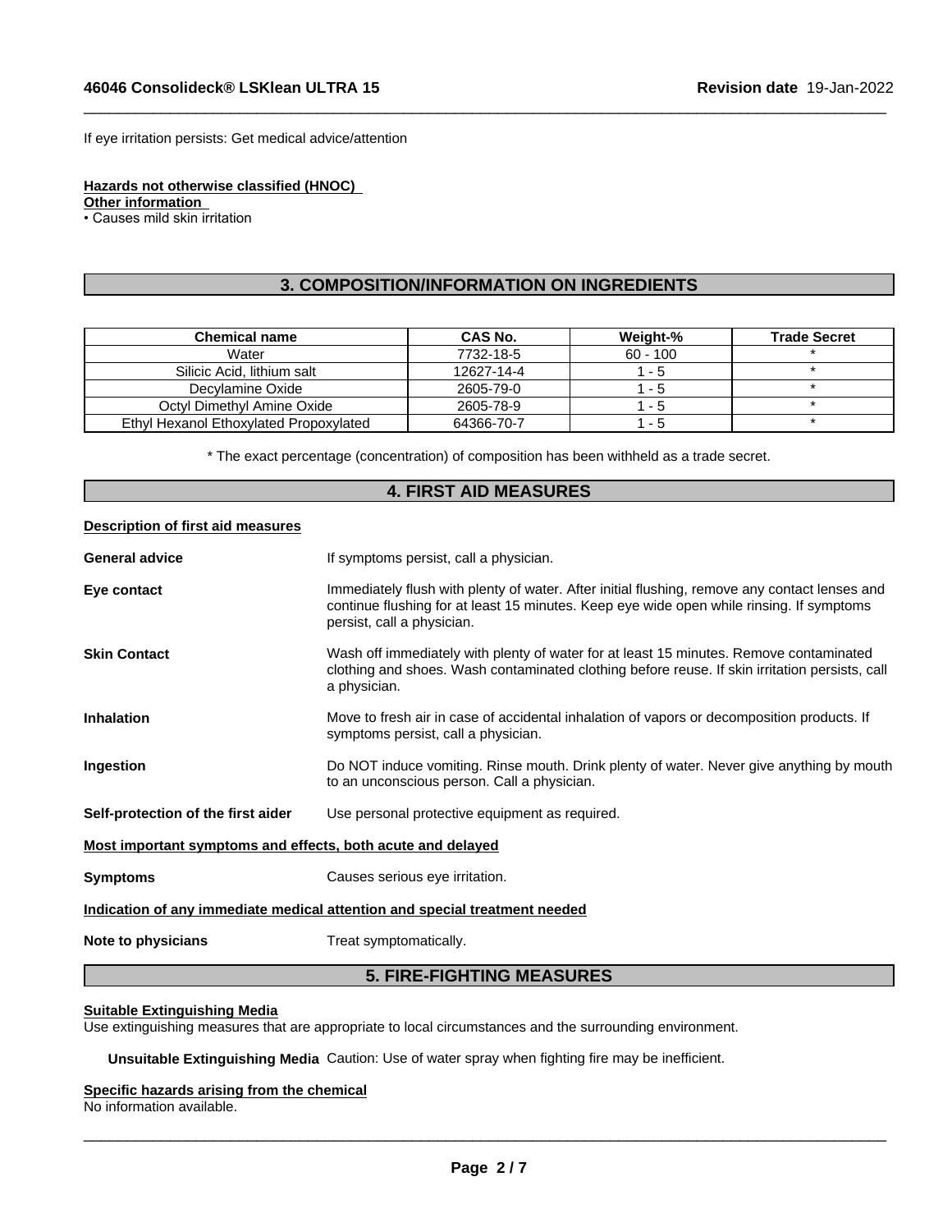If eye irritation persists: Get medical advice/attention

**Hazards not otherwise classified (HNOC)**

**Other information**

• Causes mild skin irritation

## 3. COMPOSITION/INFORMATION ON INGREDIENTS

| Chemical name | CAS No. | Weight-% | Trade Secret |
|---|---|---|---|
| Water | 7732-18-5 | 60 - 100 | * |
| Silicic Acid, lithium salt | 12627-14-4 | 1 - 5 | * |
| Decylamine Oxide | 2605-79-0 | 1 - 5 | * |
| Octyl Dimethyl Amine Oxide | 2605-78-9 | 1 - 5 | * |
| Ethyl Hexanol Ethoxylated Propoxylated | 64366-70-7 | 1 - 5 | * |

* The exact percentage (concentration) of composition has been withheld as a trade secret.

## 4. FIRST AID MEASURES

**Description of first aid measures**

**General advice** If symptoms persist, call a physician.

**Eye contact** Immediately flush with plenty of water. After initial flushing, remove any contact lenses and continue flushing for at least 15 minutes. Keep eye wide open while rinsing. If symptoms persist, call a physician.

**Skin Contact** Wash off immediately with plenty of water for at least 15 minutes. Remove contaminated clothing and shoes. Wash contaminated clothing before reuse. If skin irritation persists, call a physician.

**Inhalation** Move to fresh air in case of accidental inhalation of vapors or decomposition products. If symptoms persist, call a physician.

**Ingestion** Do NOT induce vomiting. Rinse mouth. Drink plenty of water. Never give anything by mouth to an unconscious person. Call a physician.

**Self-protection of the first aider** Use personal protective equipment as required.

**Most important symptoms and effects, both acute and delayed**

**Symptoms** Causes serious eye irritation.

**Indication of any immediate medical attention and special treatment needed**

**Note to physicians** Treat symptomatically.

## 5. FIRE-FIGHTING MEASURES

**Suitable Extinguishing Media**

Use extinguishing measures that are appropriate to local circumstances and the surrounding environment.

**Unsuitable Extinguishing Media** Caution: Use of water spray when fighting fire may be inefficient.

**Specific hazards arising from the chemical**

No information available.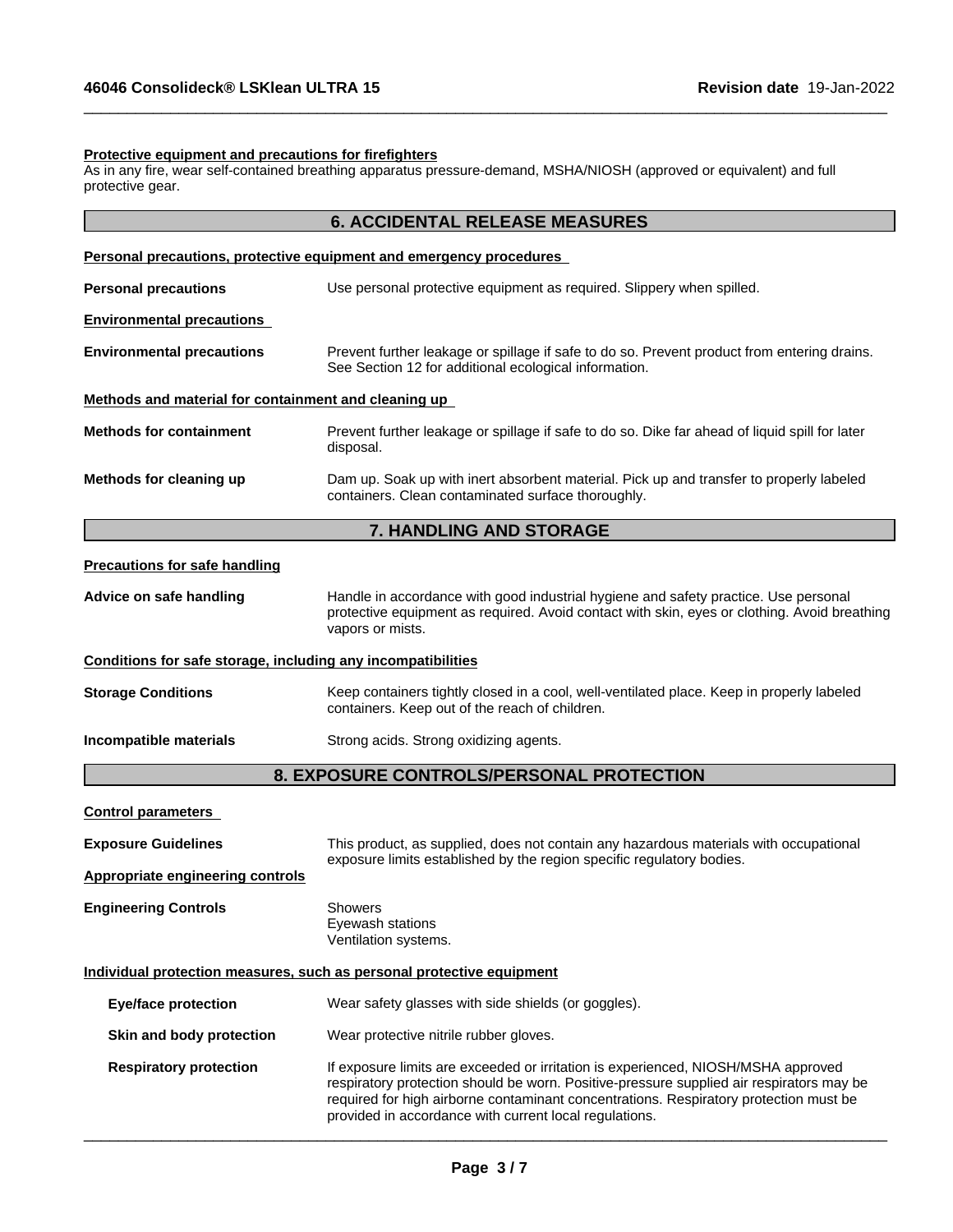**Protective equipment and precautions for firefighters**
As in any fire, wear self-contained breathing apparatus pressure-demand, MSHA/NIOSH (approved or equivalent) and full protective gear.

## 6. ACCIDENTAL RELEASE MEASURES

**Personal precautions, protective equipment and emergency procedures**

**Personal precautions** Use personal protective equipment as required. Slippery when spilled.

**Environmental precautions**

**Environmental precautions** Prevent further leakage or spillage if safe to do so. Prevent product from entering drains. See Section 12 for additional ecological information.

**Methods and material for containment and cleaning up**

**Methods for containment** Prevent further leakage or spillage if safe to do so. Dike far ahead of liquid spill for later disposal.

**Methods for cleaning up** Dam up. Soak up with inert absorbent material. Pick up and transfer to properly labeled containers. Clean contaminated surface thoroughly.

## 7. HANDLING AND STORAGE

**Precautions for safe handling**

**Advice on safe handling** Handle in accordance with good industrial hygiene and safety practice. Use personal protective equipment as required. Avoid contact with skin, eyes or clothing. Avoid breathing vapors or mists.

**Conditions for safe storage, including any incompatibilities**

**Storage Conditions** Keep containers tightly closed in a cool, well-ventilated place. Keep in properly labeled containers. Keep out of the reach of children.

**Incompatible materials** Strong acids. Strong oxidizing agents.

## 8. EXPOSURE CONTROLS/PERSONAL PROTECTION

**Control parameters**

**Exposure Guidelines** This product, as supplied, does not contain any hazardous materials with occupational exposure limits established by the region specific regulatory bodies.

**Appropriate engineering controls**

**Engineering Controls** Showers
Eyewash stations
Ventilation systems.

**Individual protection measures, such as personal protective equipment**

**Eye/face protection** Wear safety glasses with side shields (or goggles).

**Skin and body protection** Wear protective nitrile rubber gloves.

**Respiratory protection** If exposure limits are exceeded or irritation is experienced, NIOSH/MSHA approved respiratory protection should be worn. Positive-pressure supplied air respirators may be required for high airborne contaminant concentrations. Respiratory protection must be provided in accordance with current local regulations.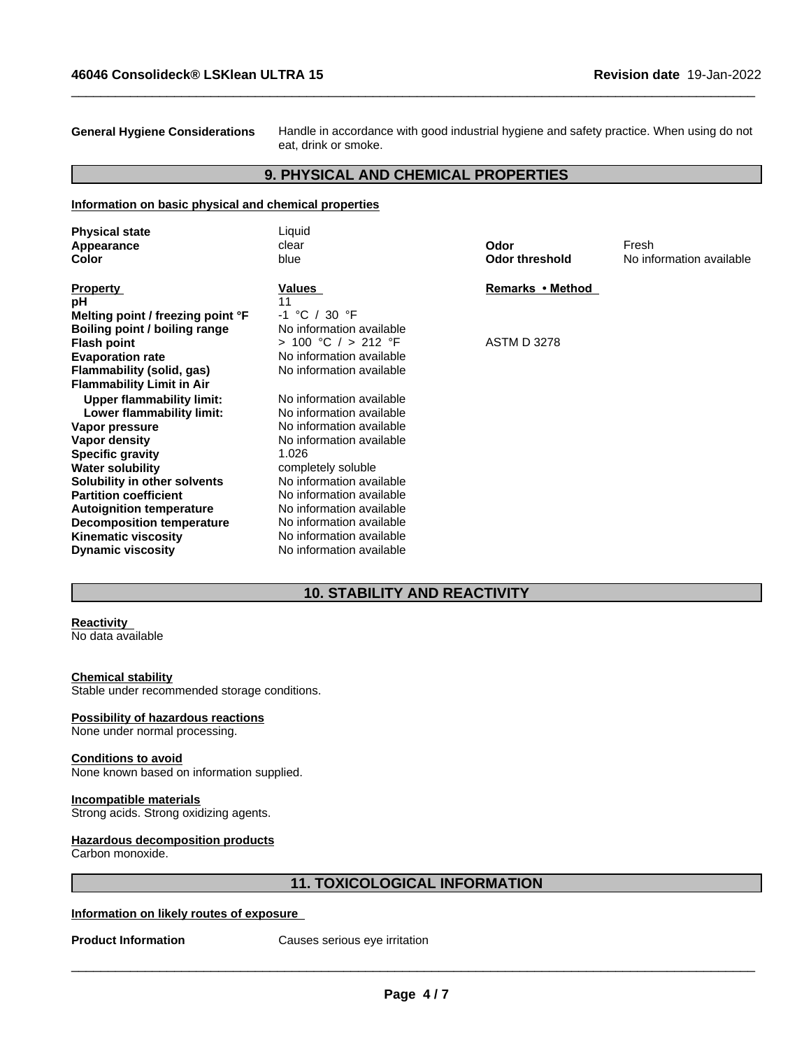**General Hygiene Considerations** Handle in accordance with good industrial hygiene and safety practice. When using do not eat, drink or smoke.

## 9. PHYSICAL AND CHEMICAL PROPERTIES

**Information on basic physical and chemical properties**

| | | | |
|---|---|---|---|
| **Physical state** | Liquid | | |
| **Appearance** | clear | **Odor** | Fresh |
| **Color** | blue | **Odor threshold** | No information available |

| **Property** | **Values** | **Remarks • Method** |
|---|---|---|
| **pH** | 11 | |
| **Melting point / freezing point °F** | -1 °C / 30 °F | |
| **Boiling point / boiling range** | No information available | |
| **Flash point** | > 100 °C / > 212 °F | ASTM D 3278 |
| **Evaporation rate** | No information available | |
| **Flammability (solid, gas)** | No information available | |
| **Flammability Limit in Air** | | |
| **Upper flammability limit:** | No information available | |
| **Lower flammability limit:** | No information available | |
| **Vapor pressure** | No information available | |
| **Vapor density** | No information available | |
| **Specific gravity** | 1.026 | |
| **Water solubility** | completely soluble | |
| **Solubility in other solvents** | No information available | |
| **Partition coefficient** | No information available | |
| **Autoignition temperature** | No information available | |
| **Decomposition temperature** | No information available | |
| **Kinematic viscosity** | No information available | |
| **Dynamic viscosity** | No information available | |

## 10. STABILITY AND REACTIVITY

**Reactivity**
No data available

**Chemical stability**
Stable under recommended storage conditions.

**Possibility of hazardous reactions**
None under normal processing.

**Conditions to avoid**
None known based on information supplied.

**Incompatible materials**
Strong acids. Strong oxidizing agents.

**Hazardous decomposition products**
Carbon monoxide.

## 11. TOXICOLOGICAL INFORMATION

**Information on likely routes of exposure**

**Product Information** Causes serious eye irritation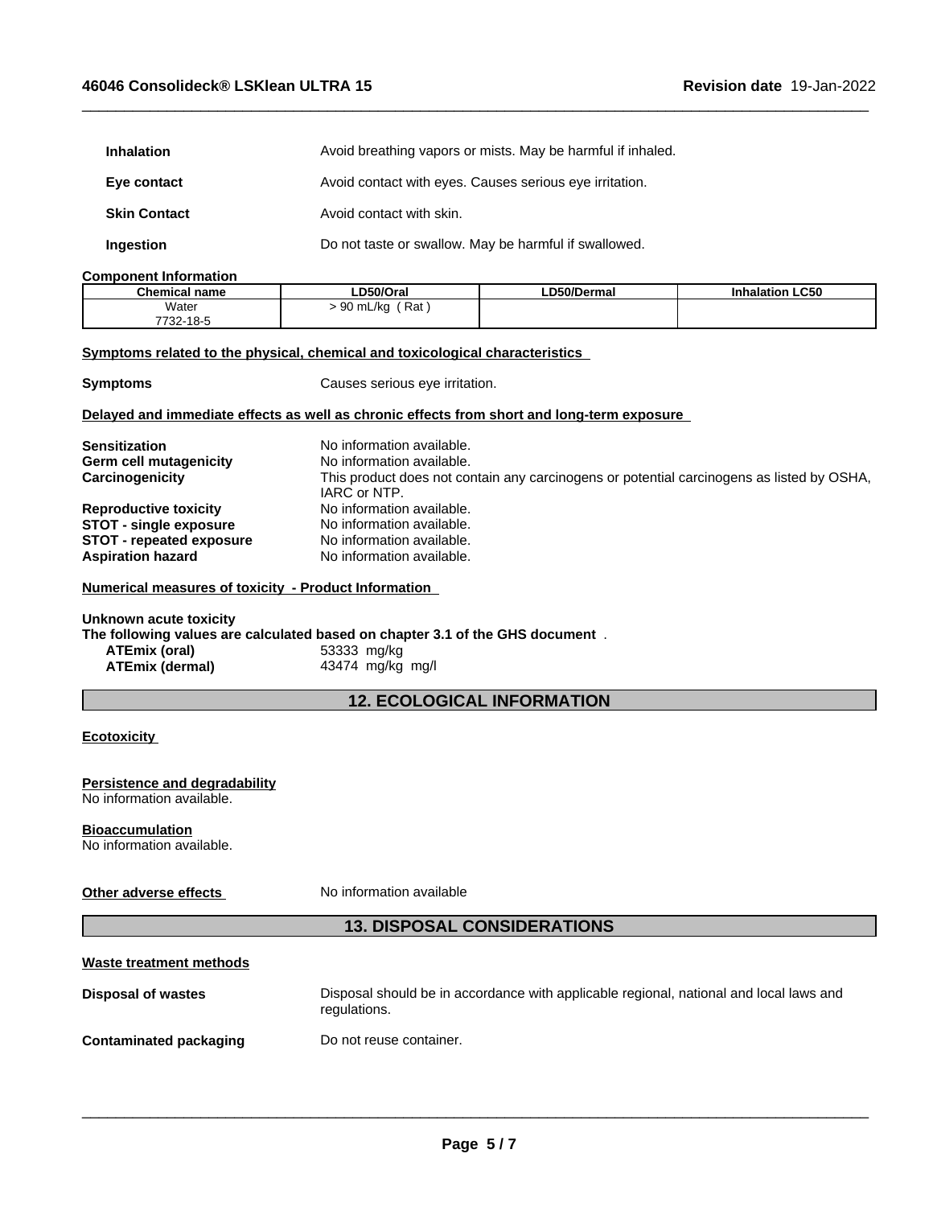| | |
|---|---|
| **Inhalation** | Avoid breathing vapors or mists. May be harmful if inhaled. |
| **Eye contact** | Avoid contact with eyes. Causes serious eye irritation. |
| **Skin Contact** | Avoid contact with skin. |
| **Ingestion** | Do not taste or swallow. May be harmful if swallowed. |

**Component Information**

| Chemical name | LD50/Oral | LD50/Dermal | Inhalation LC50 |
|---|---|---|---|
| Water<br>7732-18-5 | > 90 mL/kg ( Rat ) | | |

**Symptoms related to the physical, chemical and toxicological characteristics**

**Symptoms** Causes serious eye irritation.

**Delayed and immediate effects as well as chronic effects from short and long-term exposure**

| | |
|---|---|
| **Sensitization** | No information available. |
| **Germ cell mutagenicity** | No information available. |
| **Carcinogenicity** | This product does not contain any carcinogens or potential carcinogens as listed by OSHA, IARC or NTP. |
| **Reproductive toxicity** | No information available. |
| **STOT - single exposure** | No information available. |
| **STOT - repeated exposure** | No information available. |
| **Aspiration hazard** | No information available. |

**Numerical measures of toxicity - Product Information**

**Unknown acute toxicity**
**The following values are calculated based on chapter 3.1 of the GHS document** .

| | |
|---|---|
| **ATEmix (oral)** | 53333 mg/kg |
| **ATEmix (dermal)** | 43474 mg/kg mg/l |

## 12. ECOLOGICAL INFORMATION

**Ecotoxicity**

**Persistence and degradability**
No information available.

**Bioaccumulation**
No information available.

**Other adverse effects** No information available

## 13. DISPOSAL CONSIDERATIONS

**Waste treatment methods**

| | |
|---|---|
| **Disposal of wastes** | Disposal should be in accordance with applicable regional, national and local laws and regulations. |
| **Contaminated packaging** | Do not reuse container. |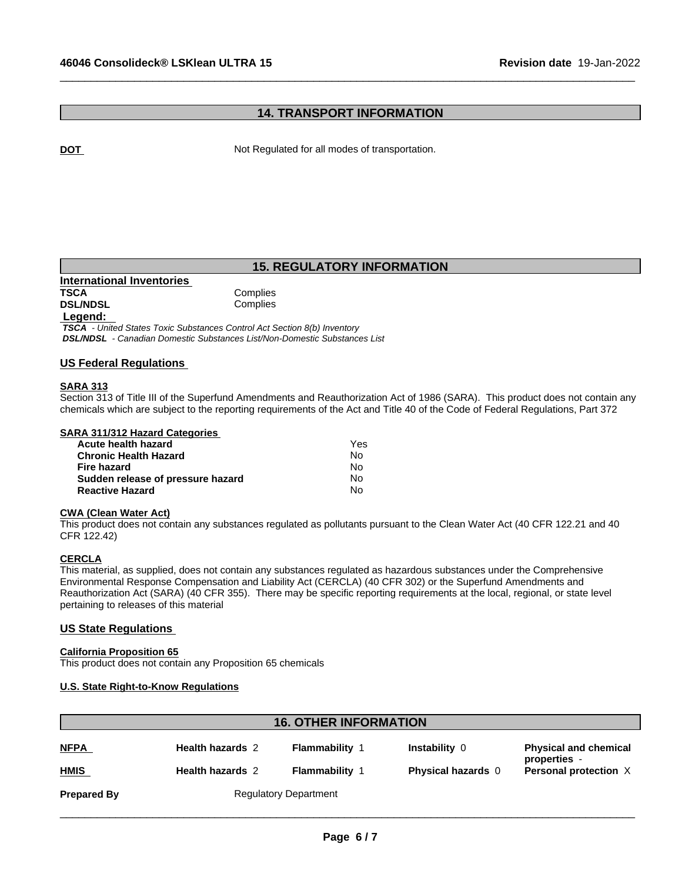## 14. TRANSPORT INFORMATION

**DOT** Not Regulated for all modes of transportation.

## 15. REGULATORY INFORMATION

### International Inventories

| | |
|---|---|
| **TSCA** | Complies |
| **DSL/NDSL** | Complies |

**Legend:**

***TSCA*** *- United States Toxic Substances Control Act Section 8(b) Inventory*
***DSL/NDSL*** *- Canadian Domestic Substances List/Non-Domestic Substances List*

### US Federal Regulations

**SARA 313**

Section 313 of Title III of the Superfund Amendments and Reauthorization Act of 1986 (SARA). This product does not contain any chemicals which are subject to the reporting requirements of the Act and Title 40 of the Code of Federal Regulations, Part 372

**SARA 311/312 Hazard Categories**

| | |
|---|---|
| **Acute health hazard** | Yes |
| **Chronic Health Hazard** | No |
| **Fire hazard** | No |
| **Sudden release of pressure hazard** | No |
| **Reactive Hazard** | No |

**CWA (Clean Water Act)**

This product does not contain any substances regulated as pollutants pursuant to the Clean Water Act (40 CFR 122.21 and 40 CFR 122.42)

**CERCLA**

This material, as supplied, does not contain any substances regulated as hazardous substances under the Comprehensive Environmental Response Compensation and Liability Act (CERCLA) (40 CFR 302) or the Superfund Amendments and Reauthorization Act (SARA) (40 CFR 355). There may be specific reporting requirements at the local, regional, or state level pertaining to releases of this material

### US State Regulations

**California Proposition 65**

This product does not contain any Proposition 65 chemicals

**U.S. State Right-to-Know Regulations**

## 16. OTHER INFORMATION

| | | | | |
|---|---|---|---|---|
| **NFPA** | **Health hazards** 2 | **Flammability** 1 | **Instability** 0 | **Physical and chemical properties** - |
| **HMIS** | **Health hazards** 2 | **Flammability** 1 | **Physical hazards** 0 | **Personal protection** X |

**Prepared By** Regulatory Department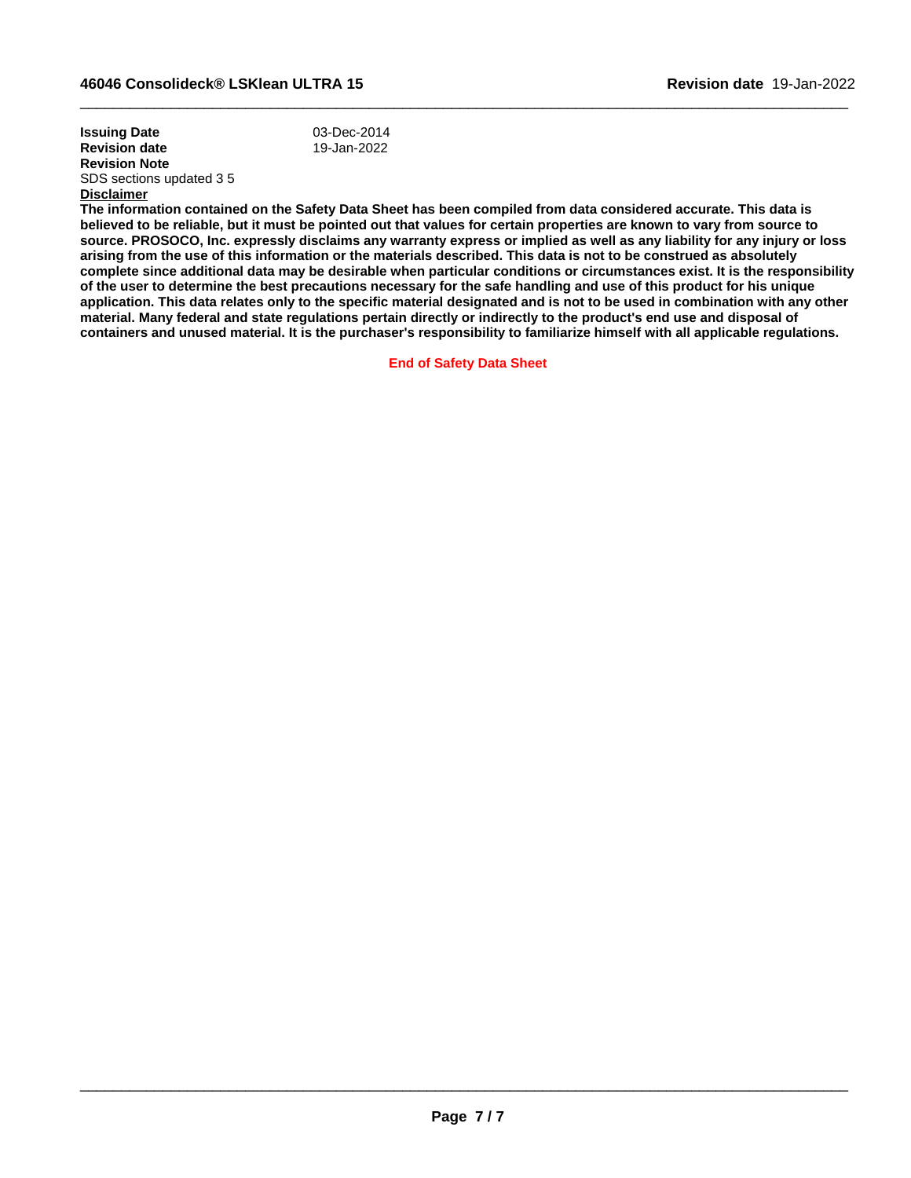**Issuing Date** 03-Dec-2014
**Revision date** 19-Jan-2022
**Revision Note**
SDS sections updated 3 5

**Disclaimer**

**The information contained on the Safety Data Sheet has been compiled from data considered accurate. This data is believed to be reliable, but it must be pointed out that values for certain properties are known to vary from source to source. PROSOCO, Inc. expressly disclaims any warranty express or implied as well as any liability for any injury or loss arising from the use of this information or the materials described. This data is not to be construed as absolutely complete since additional data may be desirable when particular conditions or circumstances exist. It is the responsibility of the user to determine the best precautions necessary for the safe handling and use of this product for his unique application. This data relates only to the specific material designated and is not to be used in combination with any other material. Many federal and state regulations pertain directly or indirectly to the product's end use and disposal of containers and unused material. It is the purchaser's responsibility to familiarize himself with all applicable regulations.**

**End of Safety Data Sheet**